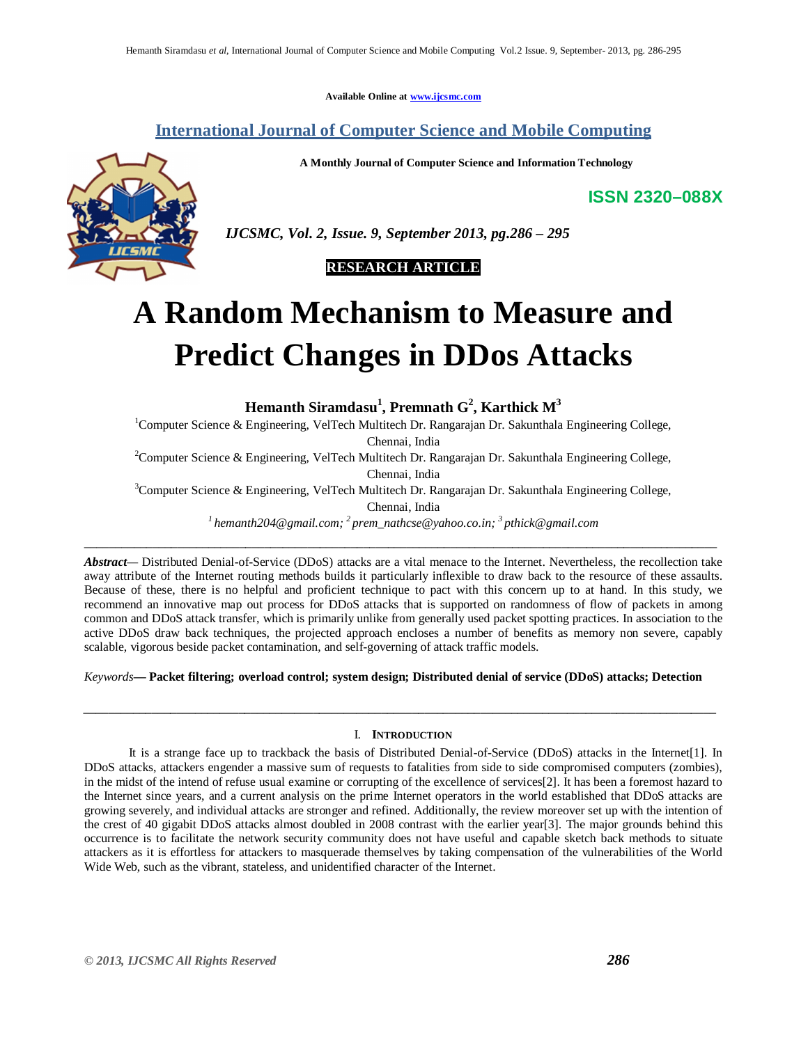Available Online at www.ijcsmc.com

## International Journal of Computer Science and Mobile Computing

**A Monthly Journal of Computer Science and Information Technology**

**ISSN 2320–088X**

*IJCSMC, Vol. 2, Issue. 9, September 2013, pg.286 – 295*

**RESEARCH ARTICLE**

# A Random Mechanism to Measure and Predict Changes in DDos Attacks

**Hemanth Siramdasu[1], Premnath G[2], Karthick M[3]**

[1]Computer Science & Engineering, VelTech Multitech Dr. Rangarajan Dr. Sakunthala Engineering College, Chennai, India

[2]Computer Science & Engineering, VelTech Multitech Dr. Rangarajan Dr. Sakunthala Engineering College, Chennai, India

[3]Computer Science & Engineering, VelTech Multitech Dr. Rangarajan Dr. Sakunthala Engineering College, Chennai, India

*[1] hemanth204@gmail.com; [2] prem_nathcse@yahoo.co.in; [3] pthick@gmail.com*

---

***Abstract***— Distributed Denial-of-Service (DDoS) attacks are a vital menace to the Internet. Nevertheless, the recollection take away attribute of the Internet routing methods builds it particularly inflexible to draw back to the resource of these assaults. Because of these, there is no helpful and proficient technique to pact with this concern up to at hand. In this study, we recommend an innovative map out process for DDoS attacks that is supported on randomness of flow of packets in among common and DDoS attack transfer, which is primarily unlike from generally used packet spotting practices. In association to the active DDoS draw back techniques, the projected approach encloses a number of benefits as memory non severe, capably scalable, vigorous beside packet contamination, and self-governing of attack traffic models.

*Keywords*— **Packet filtering; overload control; system design; Distributed denial of service (DDoS) attacks; Detection**

---

## I. Introduction

It is a strange face up to trackback the basis of Distributed Denial-of-Service (DDoS) attacks in the Internet[1]. In DDoS attacks, attackers engender a massive sum of requests to fatalities from side to side compromised computers (zombies), in the midst of the intend of refuse usual examine or corrupting of the excellence of services[2]. It has been a foremost hazard to the Internet since years, and a current analysis on the prime Internet operators in the world established that DDoS attacks are growing severely, and individual attacks are stronger and refined. Additionally, the review moreover set up with the intention of the crest of 40 gigabit DDoS attacks almost doubled in 2008 contrast with the earlier year[3]. The major grounds behind this occurrence is to facilitate the network security community does not have useful and capable sketch back methods to situate attackers as it is effortless for attackers to masquerade themselves by taking compensation of the vulnerabilities of the World Wide Web, such as the vibrant, stateless, and unidentified character of the Internet.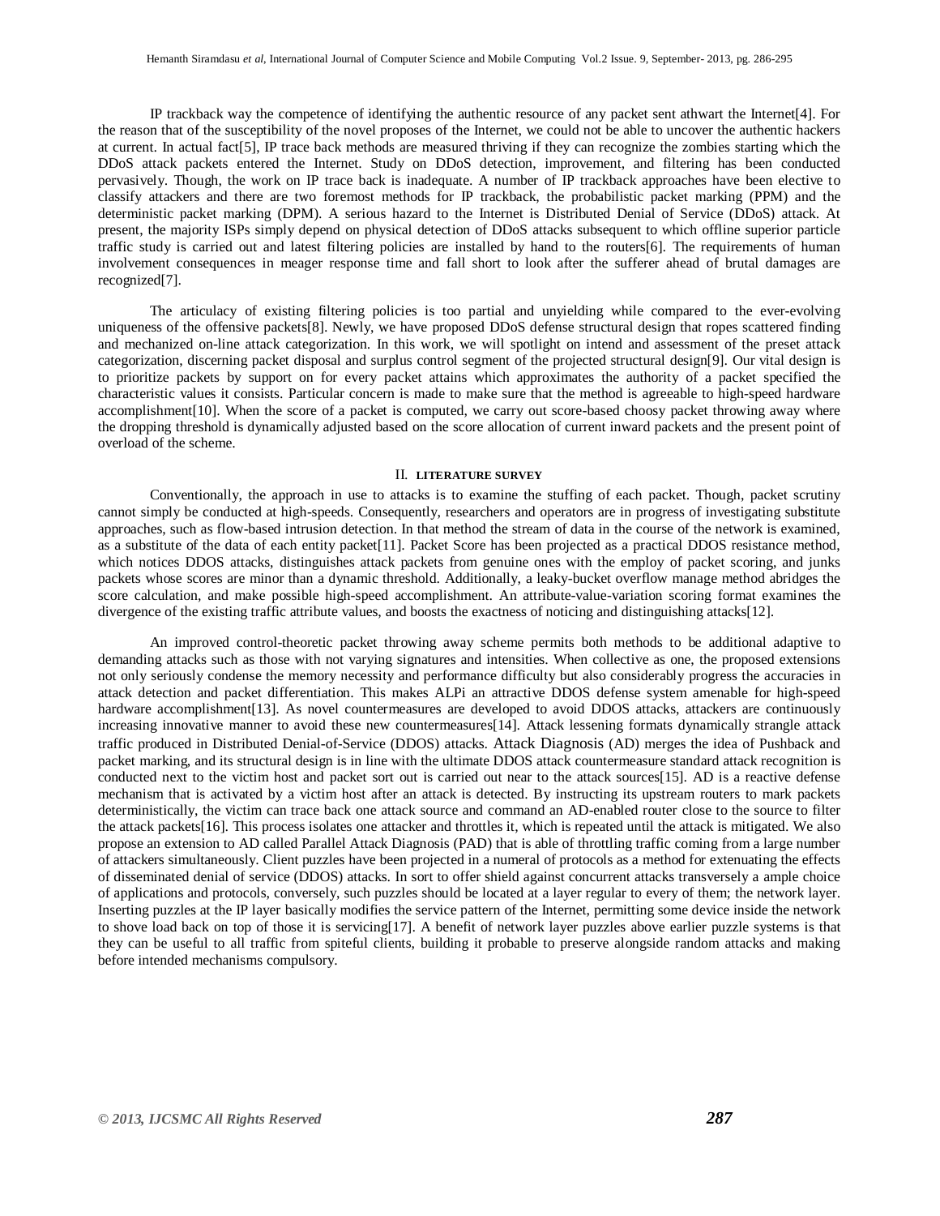IP trackback way the competence of identifying the authentic resource of any packet sent athwart the Internet[4]. For the reason that of the susceptibility of the novel proposes of the Internet, we could not be able to uncover the authentic hackers at current. In actual fact[5], IP trace back methods are measured thriving if they can recognize the zombies starting which the DDoS attack packets entered the Internet. Study on DDoS detection, improvement, and filtering has been conducted pervasively. Though, the work on IP trace back is inadequate. A number of IP trackback approaches have been elective to classify attackers and there are two foremost methods for IP trackback, the probabilistic packet marking (PPM) and the deterministic packet marking (DPM). A serious hazard to the Internet is Distributed Denial of Service (DDoS) attack. At present, the majority ISPs simply depend on physical detection of DDoS attacks subsequent to which offline superior particle traffic study is carried out and latest filtering policies are installed by hand to the routers[6]. The requirements of human involvement consequences in meager response time and fall short to look after the sufferer ahead of brutal damages are recognized[7].

The articulacy of existing filtering policies is too partial and unyielding while compared to the ever-evolving uniqueness of the offensive packets[8]. Newly, we have proposed DDoS defense structural design that ropes scattered finding and mechanized on-line attack categorization. In this work, we will spotlight on intend and assessment of the preset attack categorization, discerning packet disposal and surplus control segment of the projected structural design[9]. Our vital design is to prioritize packets by support on for every packet attains which approximates the authority of a packet specified the characteristic values it consists. Particular concern is made to make sure that the method is agreeable to high-speed hardware accomplishment[10]. When the score of a packet is computed, we carry out score-based choosy packet throwing away where the dropping threshold is dynamically adjusted based on the score allocation of current inward packets and the present point of overload of the scheme.

## II. LITERATURE SURVEY

Conventionally, the approach in use to attacks is to examine the stuffing of each packet. Though, packet scrutiny cannot simply be conducted at high-speeds. Consequently, researchers and operators are in progress of investigating substitute approaches, such as flow-based intrusion detection. In that method the stream of data in the course of the network is examined, as a substitute of the data of each entity packet[11]. Packet Score has been projected as a practical DDOS resistance method, which notices DDOS attacks, distinguishes attack packets from genuine ones with the employ of packet scoring, and junks packets whose scores are minor than a dynamic threshold. Additionally, a leaky-bucket overflow manage method abridges the score calculation, and make possible high-speed accomplishment. An attribute-value-variation scoring format examines the divergence of the existing traffic attribute values, and boosts the exactness of noticing and distinguishing attacks[12].

An improved control-theoretic packet throwing away scheme permits both methods to be additional adaptive to demanding attacks such as those with not varying signatures and intensities. When collective as one, the proposed extensions not only seriously condense the memory necessity and performance difficulty but also considerably progress the accuracies in attack detection and packet differentiation. This makes ALPi an attractive DDOS defense system amenable for high-speed hardware accomplishment[13]. As novel countermeasures are developed to avoid DDOS attacks, attackers are continuously increasing innovative manner to avoid these new countermeasures[14]. Attack lessening formats dynamically strangle attack traffic produced in Distributed Denial-of-Service (DDOS) attacks. Attack Diagnosis (AD) merges the idea of Pushback and packet marking, and its structural design is in line with the ultimate DDOS attack countermeasure standard attack recognition is conducted next to the victim host and packet sort out is carried out near to the attack sources[15]. AD is a reactive defense mechanism that is activated by a victim host after an attack is detected. By instructing its upstream routers to mark packets deterministically, the victim can trace back one attack source and command an AD-enabled router close to the source to filter the attack packets[16]. This process isolates one attacker and throttles it, which is repeated until the attack is mitigated. We also propose an extension to AD called Parallel Attack Diagnosis (PAD) that is able of throttling traffic coming from a large number of attackers simultaneously. Client puzzles have been projected in a numeral of protocols as a method for extenuating the effects of disseminated denial of service (DDOS) attacks. In sort to offer shield against concurrent attacks transversely a ample choice of applications and protocols, conversely, such puzzles should be located at a layer regular to every of them; the network layer. Inserting puzzles at the IP layer basically modifies the service pattern of the Internet, permitting some device inside the network to shove load back on top of those it is servicing[17]. A benefit of network layer puzzles above earlier puzzle systems is that they can be useful to all traffic from spiteful clients, building it probable to preserve alongside random attacks and making before intended mechanisms compulsory.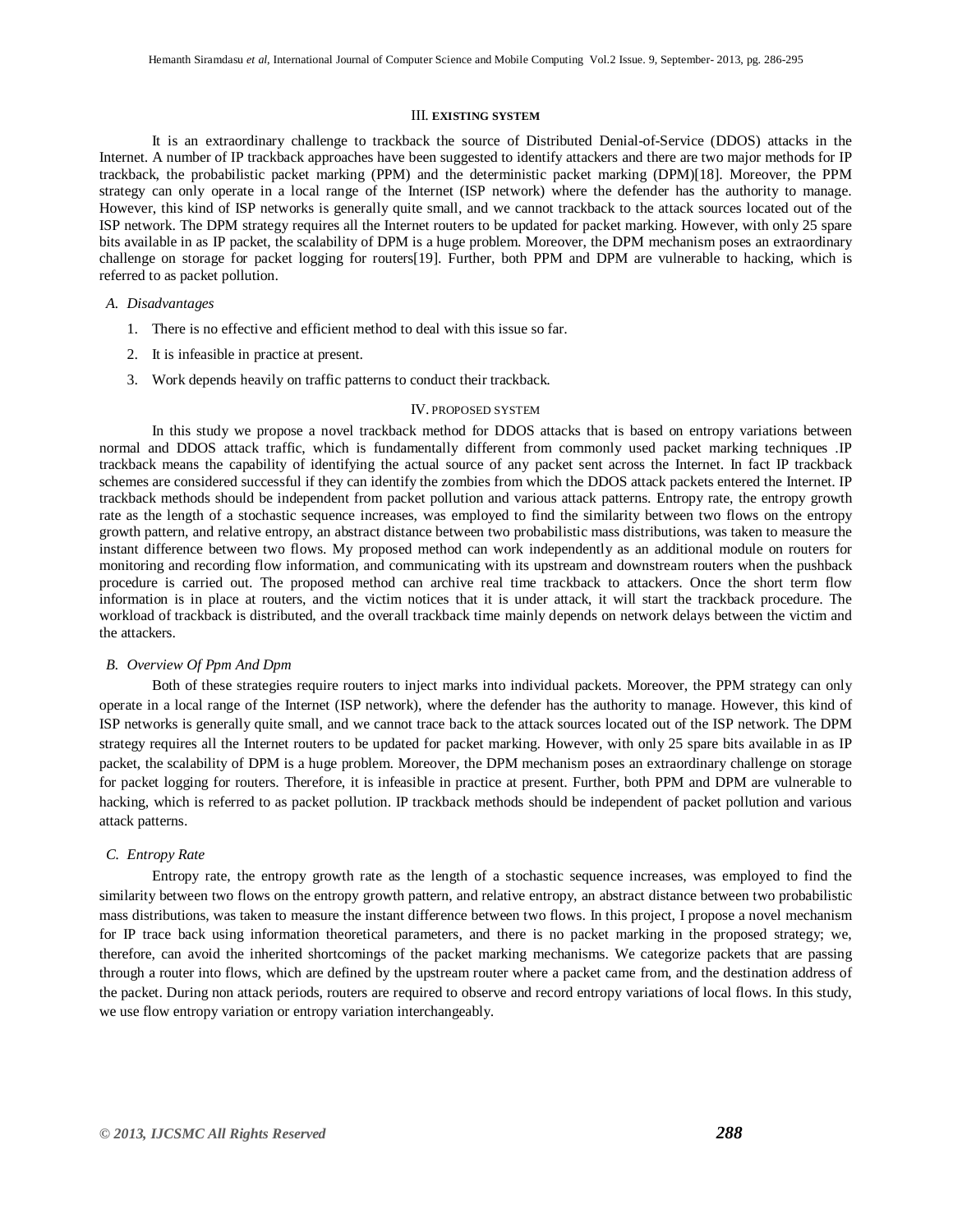## III. EXISTING SYSTEM

It is an extraordinary challenge to trackback the source of Distributed Denial-of-Service (DDOS) attacks in the Internet. A number of IP trackback approaches have been suggested to identify attackers and there are two major methods for IP trackback, the probabilistic packet marking (PPM) and the deterministic packet marking (DPM)[18]. Moreover, the PPM strategy can only operate in a local range of the Internet (ISP network) where the defender has the authority to manage. However, this kind of ISP networks is generally quite small, and we cannot trackback to the attack sources located out of the ISP network. The DPM strategy requires all the Internet routers to be updated for packet marking. However, with only 25 spare bits available in as IP packet, the scalability of DPM is a huge problem. Moreover, the DPM mechanism poses an extraordinary challenge on storage for packet logging for routers[19]. Further, both PPM and DPM are vulnerable to hacking, which is referred to as packet pollution.

### *A. Disadvantages*

1. There is no effective and efficient method to deal with this issue so far.
2. It is infeasible in practice at present.
3. Work depends heavily on traffic patterns to conduct their trackback.

## IV. PROPOSED SYSTEM

In this study we propose a novel trackback method for DDOS attacks that is based on entropy variations between normal and DDOS attack traffic, which is fundamentally different from commonly used packet marking techniques .IP trackback means the capability of identifying the actual source of any packet sent across the Internet. In fact IP trackback schemes are considered successful if they can identify the zombies from which the DDOS attack packets entered the Internet. IP trackback methods should be independent from packet pollution and various attack patterns. Entropy rate, the entropy growth rate as the length of a stochastic sequence increases, was employed to find the similarity between two flows on the entropy growth pattern, and relative entropy, an abstract distance between two probabilistic mass distributions, was taken to measure the instant difference between two flows. My proposed method can work independently as an additional module on routers for monitoring and recording flow information, and communicating with its upstream and downstream routers when the pushback procedure is carried out. The proposed method can archive real time trackback to attackers. Once the short term flow information is in place at routers, and the victim notices that it is under attack, it will start the trackback procedure. The workload of trackback is distributed, and the overall trackback time mainly depends on network delays between the victim and the attackers.

### *B. Overview Of Ppm And Dpm*

Both of these strategies require routers to inject marks into individual packets. Moreover, the PPM strategy can only operate in a local range of the Internet (ISP network), where the defender has the authority to manage. However, this kind of ISP networks is generally quite small, and we cannot trace back to the attack sources located out of the ISP network. The DPM strategy requires all the Internet routers to be updated for packet marking. However, with only 25 spare bits available in as IP packet, the scalability of DPM is a huge problem. Moreover, the DPM mechanism poses an extraordinary challenge on storage for packet logging for routers. Therefore, it is infeasible in practice at present. Further, both PPM and DPM are vulnerable to hacking, which is referred to as packet pollution. IP trackback methods should be independent of packet pollution and various attack patterns.

### *C. Entropy Rate*

Entropy rate, the entropy growth rate as the length of a stochastic sequence increases, was employed to find the similarity between two flows on the entropy growth pattern, and relative entropy, an abstract distance between two probabilistic mass distributions, was taken to measure the instant difference between two flows. In this project, I propose a novel mechanism for IP trace back using information theoretical parameters, and there is no packet marking in the proposed strategy; we, therefore, can avoid the inherited shortcomings of the packet marking mechanisms. We categorize packets that are passing through a router into flows, which are defined by the upstream router where a packet came from, and the destination address of the packet. During non attack periods, routers are required to observe and record entropy variations of local flows. In this study, we use flow entropy variation or entropy variation interchangeably.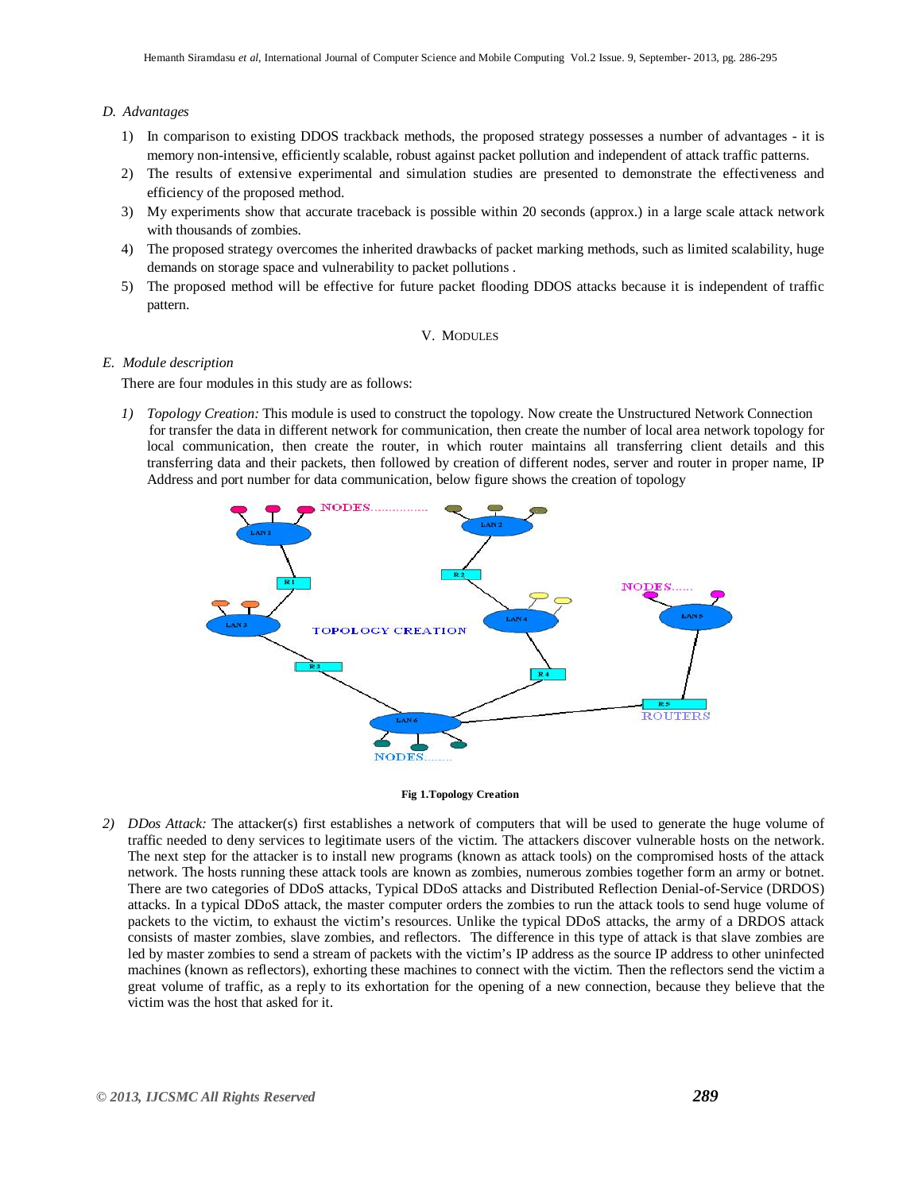*D. Advantages*

1) In comparison to existing DDOS trackback methods, the proposed strategy possesses a number of advantages - it is memory non-intensive, efficiently scalable, robust against packet pollution and independent of attack traffic patterns.
2) The results of extensive experimental and simulation studies are presented to demonstrate the effectiveness and efficiency of the proposed method.
3) My experiments show that accurate traceback is possible within 20 seconds (approx.) in a large scale attack network with thousands of zombies.
4) The proposed strategy overcomes the inherited drawbacks of packet marking methods, such as limited scalability, huge demands on storage space and vulnerability to packet pollutions .
5) The proposed method will be effective for future packet flooding DDOS attacks because it is independent of traffic pattern.

## V. MODULES

*E. Module description*

There are four modules in this study are as follows:

*1) Topology Creation:* This module is used to construct the topology. Now create the Unstructured Network Connection for transfer the data in different network for communication, then create the number of local area network topology for local communication, then create the router, in which router maintains all transferring client details and this transferring data and their packets, then followed by creation of different nodes, server and router in proper name, IP Address and port number for data communication, below figure shows the creation of topology

**Fig 1.Topology Creation**

*2) DDos Attack:* The attacker(s) first establishes a network of computers that will be used to generate the huge volume of traffic needed to deny services to legitimate users of the victim. The attackers discover vulnerable hosts on the network. The next step for the attacker is to install new programs (known as attack tools) on the compromised hosts of the attack network. The hosts running these attack tools are known as zombies, numerous zombies together form an army or botnet. There are two categories of DDoS attacks, Typical DDoS attacks and Distributed Reflection Denial-of-Service (DRDOS) attacks. In a typical DDoS attack, the master computer orders the zombies to run the attack tools to send huge volume of packets to the victim, to exhaust the victim's resources. Unlike the typical DDoS attacks, the army of a DRDOS attack consists of master zombies, slave zombies, and reflectors. The difference in this type of attack is that slave zombies are led by master zombies to send a stream of packets with the victim's IP address as the source IP address to other uninfected machines (known as reflectors), exhorting these machines to connect with the victim. Then the reflectors send the victim a great volume of traffic, as a reply to its exhortation for the opening of a new connection, because they believe that the victim was the host that asked for it.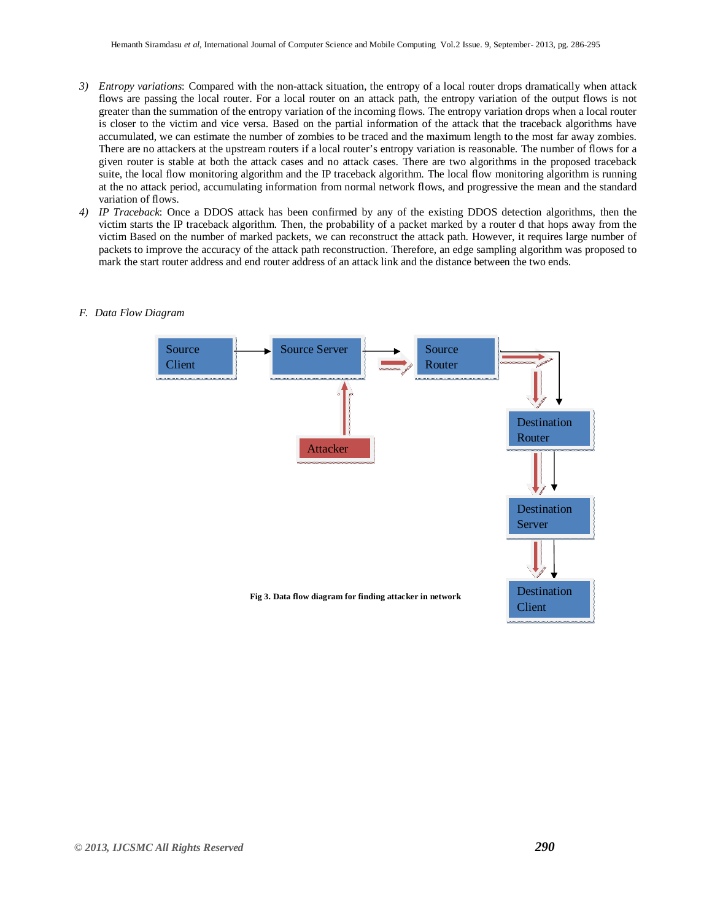3) *Entropy variations*: Compared with the non-attack situation, the entropy of a local router drops dramatically when attack flows are passing the local router. For a local router on an attack path, the entropy variation of the output flows is not greater than the summation of the entropy variation of the incoming flows. The entropy variation drops when a local router is closer to the victim and vice versa. Based on the partial information of the attack that the traceback algorithms have accumulated, we can estimate the number of zombies to be traced and the maximum length to the most far away zombies. There are no attackers at the upstream routers if a local router's entropy variation is reasonable. The number of flows for a given router is stable at both the attack cases and no attack cases. There are two algorithms in the proposed traceback suite, the local flow monitoring algorithm and the IP traceback algorithm. The local flow monitoring algorithm is running at the no attack period, accumulating information from normal network flows, and progressive the mean and the standard variation of flows.

4) *IP Traceback*: Once a DDOS attack has been confirmed by any of the existing DDOS detection algorithms, then the victim starts the IP traceback algorithm. Then, the probability of a packet marked by a router d that hops away from the victim Based on the number of marked packets, we can reconstruct the attack path. However, it requires large number of packets to improve the accuracy of the attack path reconstruction. Therefore, an edge sampling algorithm was proposed to mark the start router address and end router address of an attack link and the distance between the two ends.

### F. Data Flow Diagram

Source Client → Source Server → Source Router → Destination Router → Destination Server → Destination Client

Attacker → Source Server

**Fig 3. Data flow diagram for finding attacker in network**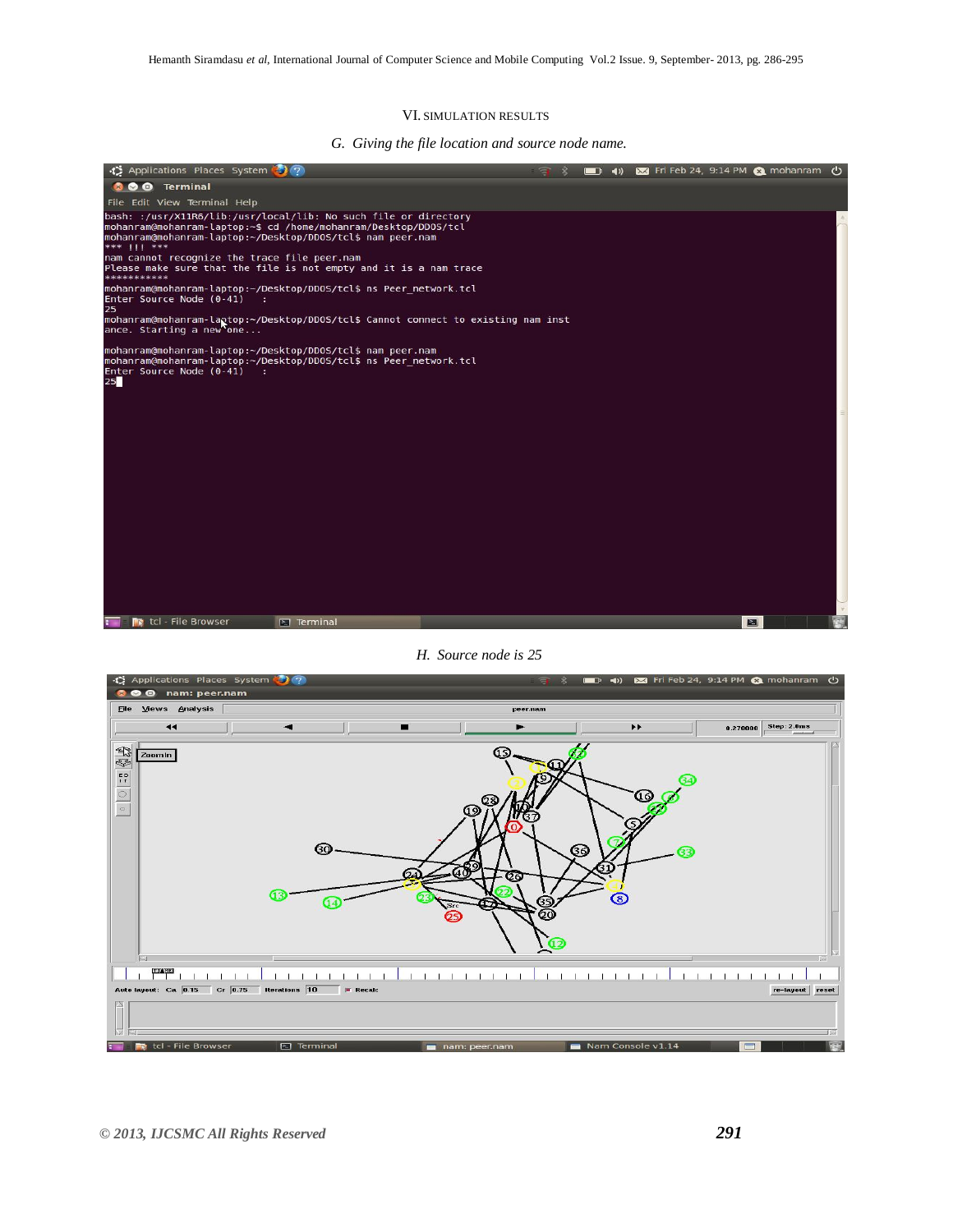## VI. SIMULATION RESULTS

*G. Giving the file location and source node name.*

*H. Source node is 25*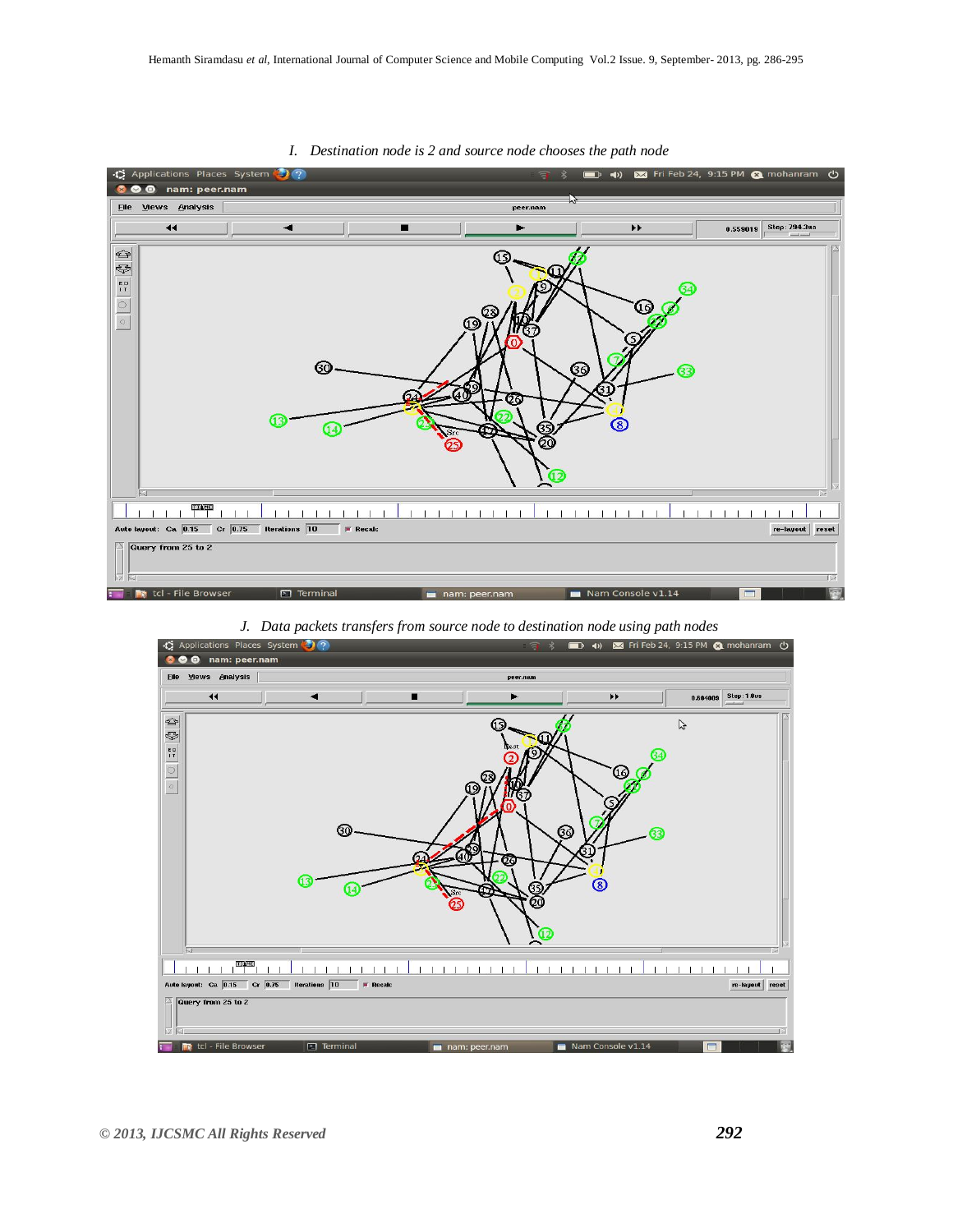*I. Destination node is 2 and source node chooses the path node*

*J. Data packets transfers from source node to destination node using path nodes*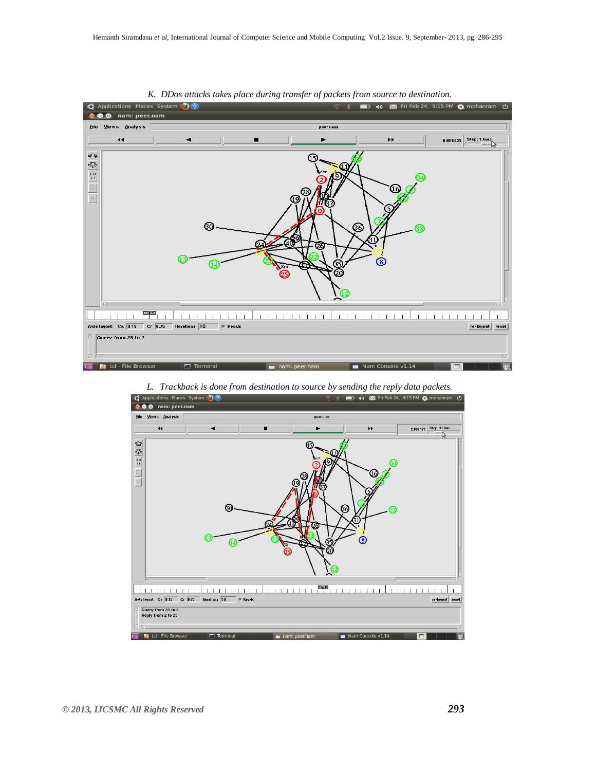*K. DDos attacks takes place during transfer of packets from source to destination.*

*L. Trackback is done from destination to source by sending the reply data packets.*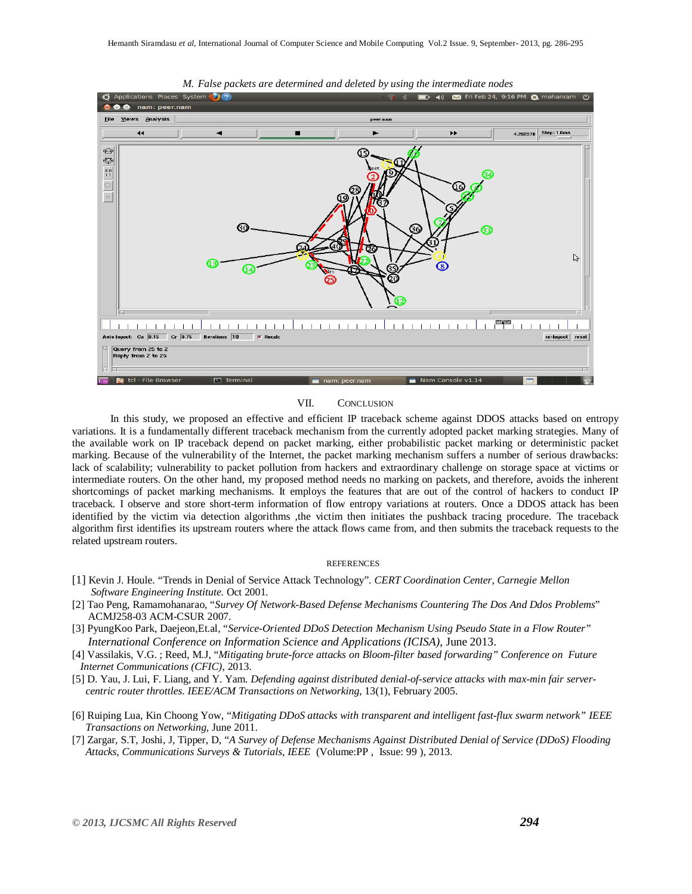*M. False packets are determined and deleted by using the intermediate nodes*

## VII. CONCLUSION

In this study, we proposed an effective and efficient IP traceback scheme against DDOS attacks based on entropy variations. It is a fundamentally different traceback mechanism from the currently adopted packet marking strategies. Many of the available work on IP traceback depend on packet marking, either probabilistic packet marking or deterministic packet marking. Because of the vulnerability of the Internet, the packet marking mechanism suffers a number of serious drawbacks: lack of scalability; vulnerability to packet pollution from hackers and extraordinary challenge on storage space at victims or intermediate routers. On the other hand, my proposed method needs no marking on packets, and therefore, avoids the inherent shortcomings of packet marking mechanisms. It employs the features that are out of the control of hackers to conduct IP traceback. I observe and store short-term information of flow entropy variations at routers. Once a DDOS attack has been identified by the victim via detection algorithms ,the victim then initiates the pushback tracing procedure. The traceback algorithm first identifies its upstream routers where the attack flows came from, and then submits the traceback requests to the related upstream routers.

## REFERENCES

[1] Kevin J. Houle. "Trends in Denial of Service Attack Technology". *CERT Coordination Center, Carnegie Mellon Software Engineering Institute.* Oct 2001.

[2] Tao Peng, Ramamohanarao, "*Survey Of Network-Based Defense Mechanisms Countering The Dos And Ddos Problems*" ACMJ258-03 ACM-CSUR 2007.

[3] PyungKoo Park, Daejeon,Et.al, "*Service-Oriented DDoS Detection Mechanism Using Pseudo State in a Flow Router*" *International Conference on Information Science and Applications (ICISA)*, June 2013.

[4] Vassilakis, V.G. ; Reed, M.J, "*Mitigating brute-force attacks on Bloom-filter based forwarding*" *Conference on Future Internet Communications (CFIC)*, 2013.

[5] D. Yau, J. Lui, F. Liang, and Y. Yam. *Defending against distributed denial-of-service attacks with max-min fair server-centric router throttles. IEEE/ACM Transactions on Networking*, 13(1), February 2005.

[6] Ruiping Lua, Kin Choong Yow, "*Mitigating DDoS attacks with transparent and intelligent fast-flux swarm network*" *IEEE Transactions on Networking*, June 2011.

[7] Zargar, S.T, Joshi, J, Tipper, D, "*A Survey of Defense Mechanisms Against Distributed Denial of Service (DDoS) Flooding Attacks, Communications Surveys & Tutorials, IEEE* (Volume:PP , Issue: 99 ), 2013.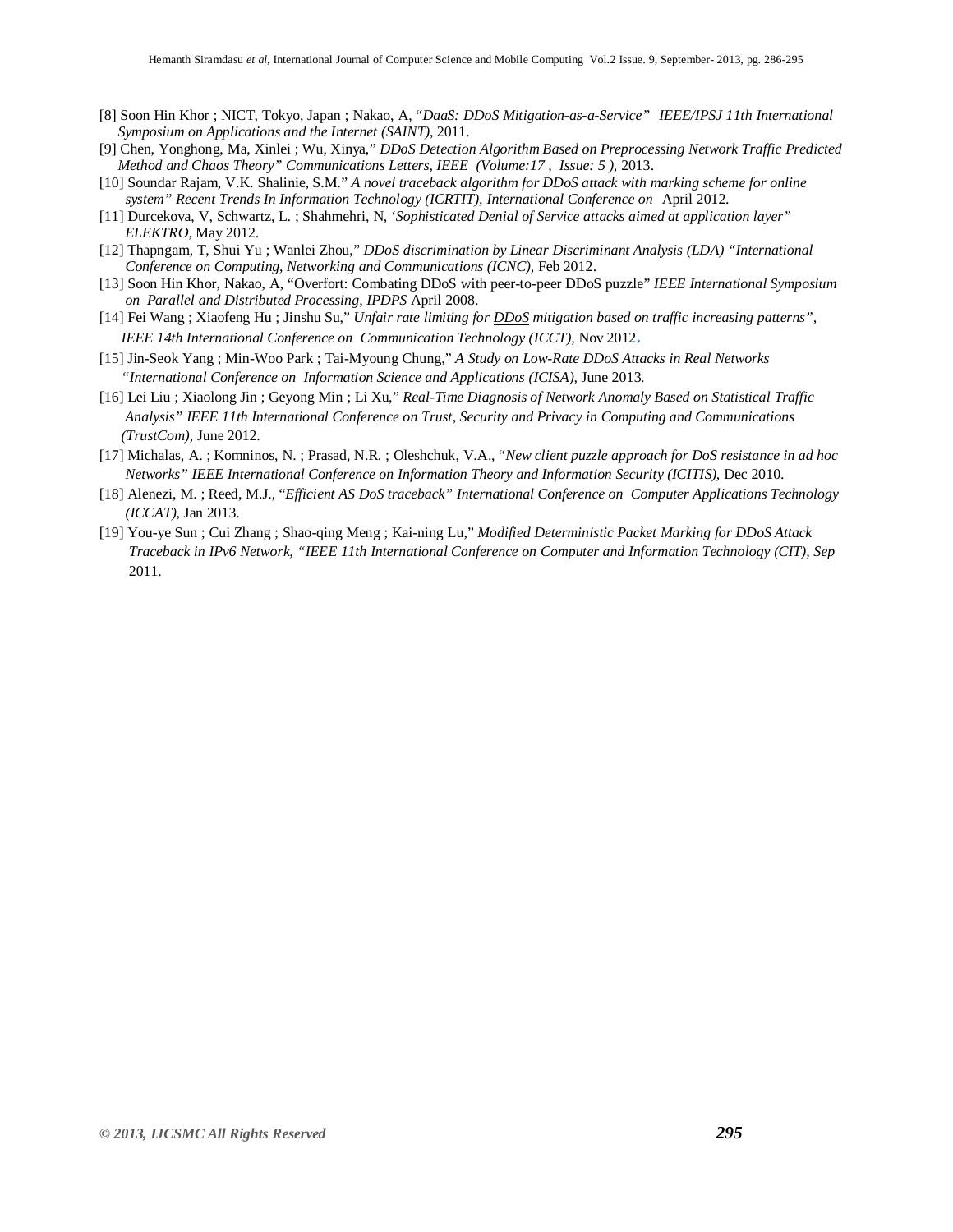[8] Soon Hin Khor ; NICT, Tokyo, Japan ; Nakao, A, "*DaaS: DDoS Mitigation-as-a-Service" IEEE/IPSJ 11th International Symposium on Applications and the Internet (SAINT),* 2011.

[9] Chen, Yonghong, Ma, Xinlei ; Wu, Xinya," *DDoS Detection Algorithm Based on Preprocessing Network Traffic Predicted Method and Chaos Theory" Communications Letters, IEEE (Volume:17 , Issue: 5 ),* 2013.

[10] Soundar Rajam, V.K. Shalinie, S.M." *A novel traceback algorithm for DDoS attack with marking scheme for online system" Recent Trends In Information Technology (ICRTIT), International Conference on* April 2012.

[11] Durcekova, V, Schwartz, L. ; Shahmehri, N, '*Sophisticated Denial of Service attacks aimed at application layer" ELEKTRO,* May 2012.

[12] Thapngam, T, Shui Yu ; Wanlei Zhou," *DDoS discrimination by Linear Discriminant Analysis (LDA) "International Conference on Computing, Networking and Communications (ICNC),* Feb 2012.

[13] Soon Hin Khor, Nakao, A, "Overfort: Combating DDoS with peer-to-peer DDoS puzzle" *IEEE International Symposium on Parallel and Distributed Processing, IPDPS* April 2008.

[14] Fei Wang ; Xiaofeng Hu ; Jinshu Su," *Unfair rate limiting for DDoS mitigation based on traffic increasing patterns", IEEE 14th International Conference on Communication Technology (ICCT),* Nov 2012.

[15] Jin-Seok Yang ; Min-Woo Park ; Tai-Myoung Chung," *A Study on Low-Rate DDoS Attacks in Real Networks "International Conference on Information Science and Applications (ICISA),* June 2013.

[16] Lei Liu ; Xiaolong Jin ; Geyong Min ; Li Xu," *Real-Time Diagnosis of Network Anomaly Based on Statistical Traffic Analysis" IEEE 11th International Conference on Trust, Security and Privacy in Computing and Communications (TrustCom),* June 2012.

[17] Michalas, A. ; Komninos, N. ; Prasad, N.R. ; Oleshchuk, V.A., "*New client puzzle approach for DoS resistance in ad hoc Networks" IEEE International Conference on Information Theory and Information Security (ICITIS),* Dec 2010.

[18] Alenezi, M. ; Reed, M.J., "*Efficient AS DoS traceback" International Conference on Computer Applications Technology (ICCAT),* Jan 2013.

[19] You-ye Sun ; Cui Zhang ; Shao-qing Meng ; Kai-ning Lu," *Modified Deterministic Packet Marking for DDoS Attack Traceback in IPv6 Network, "IEEE 11th International Conference on Computer and Information Technology (CIT), Sep* 2011.